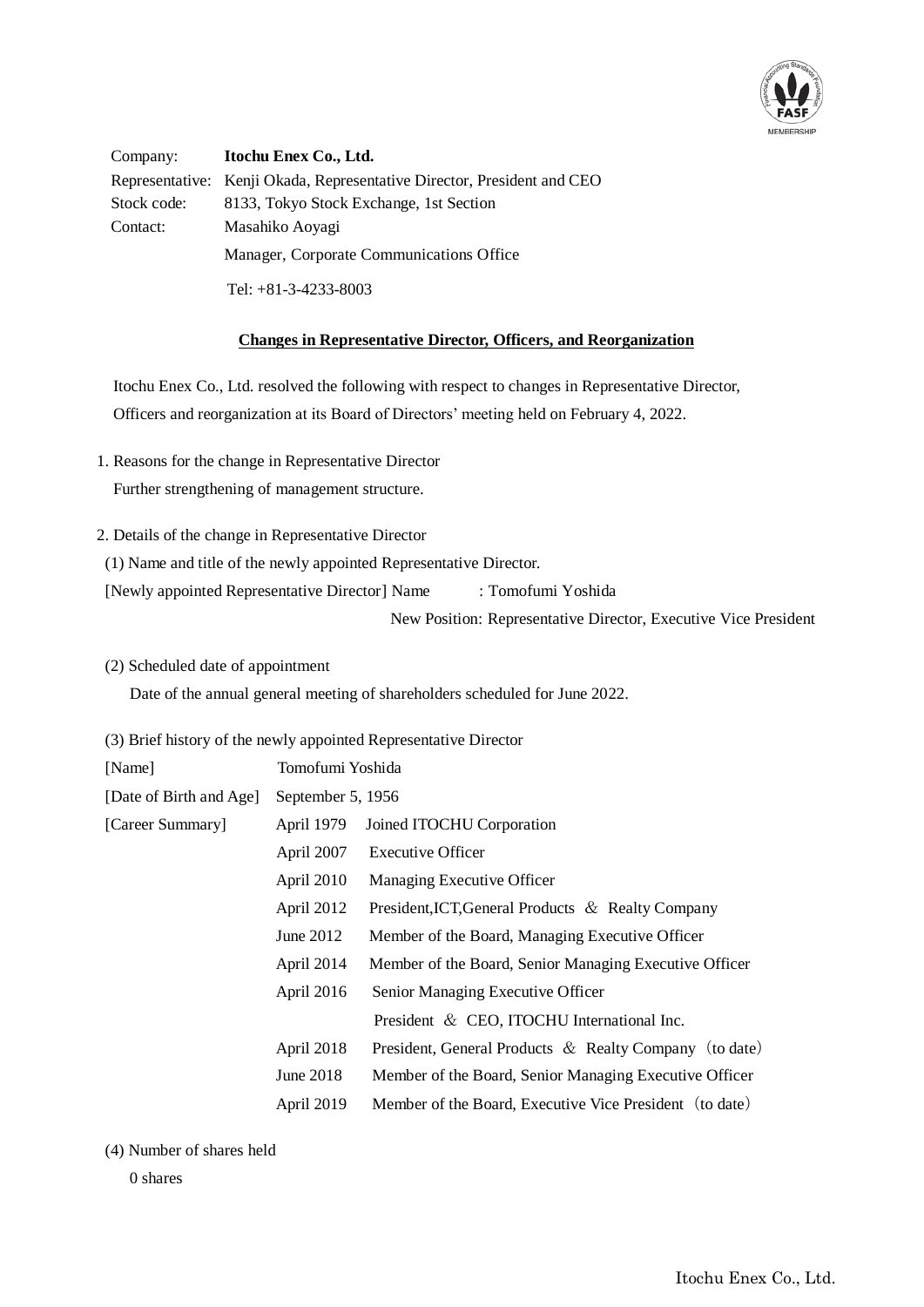Company: **Itochu Enex Co., Ltd.**
Representative: Kenji Okada, Representative Director, President and CEO
Stock code: 8133, Tokyo Stock Exchange, 1st Section
Contact: Masahiko Aoyagi
Manager, Corporate Communications Office
Tel: +81-3-4233-8003

## Changes in Representative Director, Officers, and Reorganization

Itochu Enex Co., Ltd. resolved the following with respect to changes in Representative Director, Officers and reorganization at its Board of Directors' meeting held on February 4, 2022.

1. Reasons for the change in Representative Director

   Further strengthening of management structure.

2. Details of the change in Representative Director

   (1) Name and title of the newly appointed Representative Director.

   [Newly appointed Representative Director] Name : Tomofumi Yoshida
   New Position: Representative Director, Executive Vice President

   (2) Scheduled date of appointment

   Date of the annual general meeting of shareholders scheduled for June 2022.

   (3) Brief history of the newly appointed Representative Director

| | | |
|---|---|---|
| [Name] | Tomofumi Yoshida | |
| [Date of Birth and Age] | September 5, 1956 | |
| [Career Summary] | April 1979 | Joined ITOCHU Corporation |
| | April 2007 | Executive Officer |
| | April 2010 | Managing Executive Officer |
| | April 2012 | President,ICT,General Products ＆ Realty Company |
| | June 2012 | Member of the Board, Managing Executive Officer |
| | April 2014 | Member of the Board, Senior Managing Executive Officer |
| | April 2016 | Senior Managing Executive Officer<br>President ＆ CEO, ITOCHU International Inc. |
| | April 2018 | President, General Products ＆ Realty Company（to date） |
| | June 2018 | Member of the Board, Senior Managing Executive Officer |
| | April 2019 | Member of the Board, Executive Vice President（to date） |

   (4) Number of shares held

   0 shares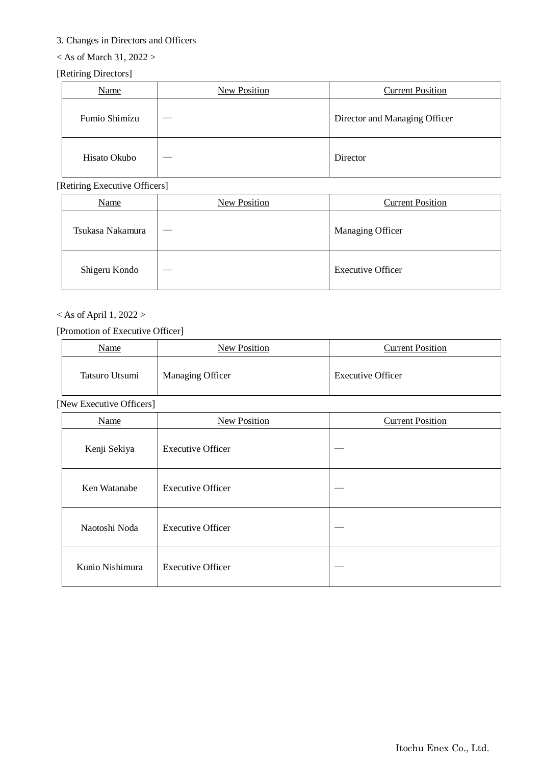3. Changes in Directors and Officers

< As of March 31, 2022 >

[Retiring Directors]

| Name | New Position | Current Position |
|---|---|---|
| Fumio Shimizu | — | Director and Managing Officer |
| Hisato Okubo | — | Director |

[Retiring Executive Officers]

| Name | New Position | Current Position |
|---|---|---|
| Tsukasa Nakamura | — | Managing Officer |
| Shigeru Kondo | — | Executive Officer |

< As of April 1, 2022 >

[Promotion of Executive Officer]

| Name | New Position | Current Position |
|---|---|---|
| Tatsuro Utsumi | Managing Officer | Executive Officer |

[New Executive Officers]

| Name | New Position | Current Position |
|---|---|---|
| Kenji Sekiya | Executive Officer | — |
| Ken Watanabe | Executive Officer | — |
| Naotoshi Noda | Executive Officer | — |
| Kunio Nishimura | Executive Officer | — |

Itochu Enex Co., Ltd.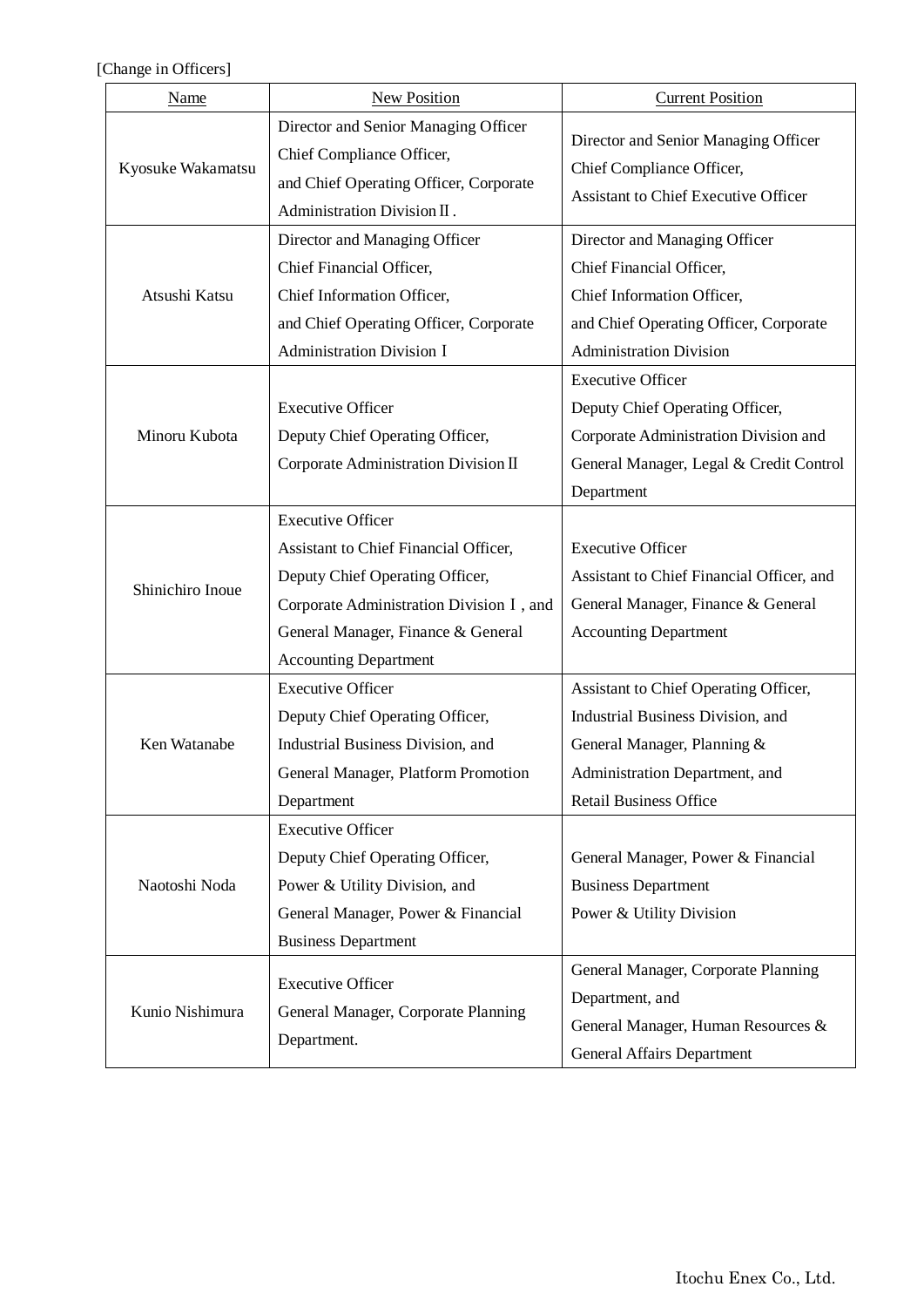[Change in Officers]

| Name | New Position | Current Position |
|---|---|---|
| Kyosuke Wakamatsu | Director and Senior Managing Officer Chief Compliance Officer, and Chief Operating Officer, Corporate Administration Division Ⅱ. | Director and Senior Managing Officer Chief Compliance Officer, Assistant to Chief Executive Officer |
| Atsushi Katsu | Director and Managing Officer Chief Financial Officer, Chief Information Officer, and Chief Operating Officer, Corporate Administration Division Ⅰ | Director and Managing Officer Chief Financial Officer, Chief Information Officer, and Chief Operating Officer, Corporate Administration Division |
| Minoru Kubota | Executive Officer Deputy Chief Operating Officer, Corporate Administration Division Ⅱ | Executive Officer Deputy Chief Operating Officer, Corporate Administration Division and General Manager, Legal & Credit Control Department |
| Shinichiro Inoue | Executive Officer Assistant to Chief Financial Officer, Deputy Chief Operating Officer, Corporate Administration Division Ⅰ, and General Manager, Finance & General Accounting Department | Executive Officer Assistant to Chief Financial Officer, and General Manager, Finance & General Accounting Department |
| Ken Watanabe | Executive Officer Deputy Chief Operating Officer, Industrial Business Division, and General Manager, Platform Promotion Department | Assistant to Chief Operating Officer, Industrial Business Division, and General Manager, Planning & Administration Department, and Retail Business Office |
| Naotoshi Noda | Executive Officer Deputy Chief Operating Officer, Power & Utility Division, and General Manager, Power & Financial Business Department | General Manager, Power & Financial Business Department Power & Utility Division |
| Kunio Nishimura | Executive Officer General Manager, Corporate Planning Department. | General Manager, Corporate Planning Department, and General Manager, Human Resources & General Affairs Department |

Itochu Enex Co., Ltd.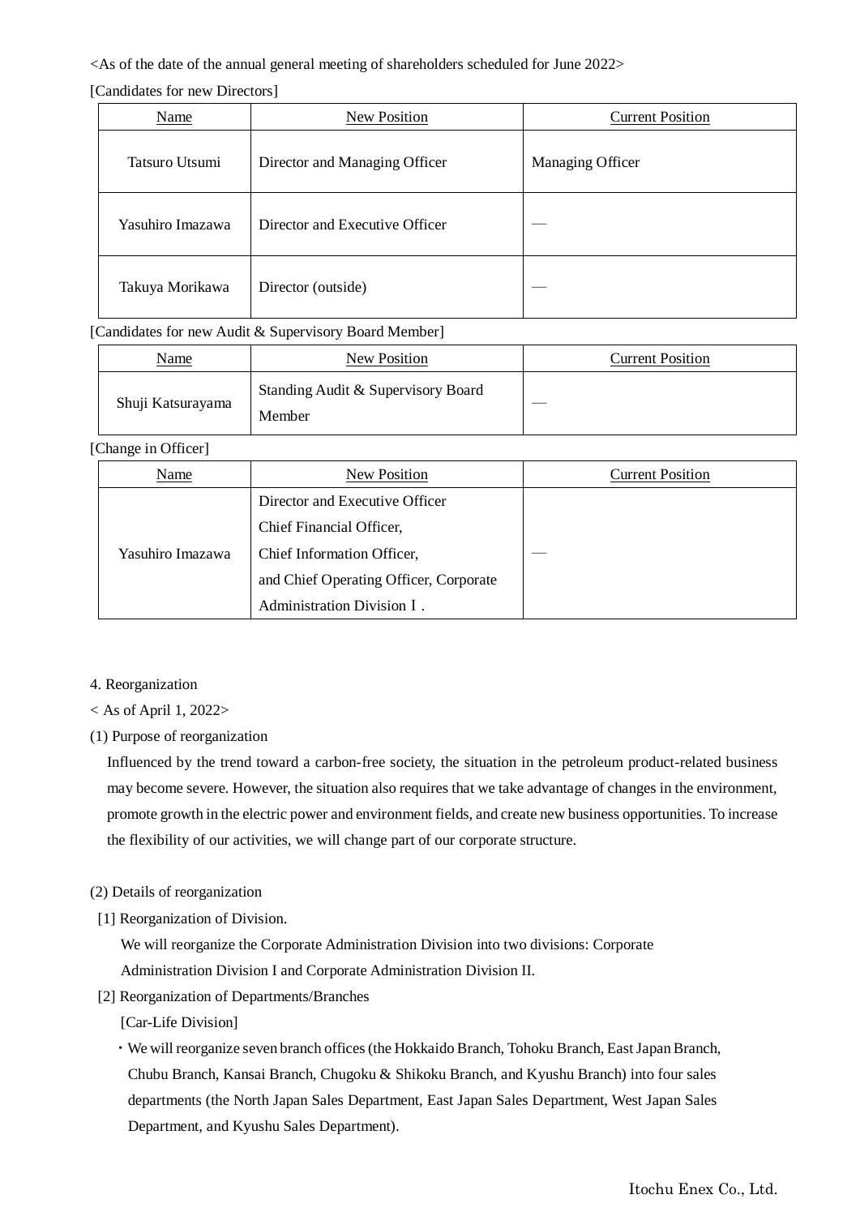<As of the date of the annual general meeting of shareholders scheduled for June 2022>

[Candidates for new Directors]

| Name | New Position | Current Position |
|---|---|---|
| Tatsuro Utsumi | Director and Managing Officer | Managing Officer |
| Yasuhiro Imazawa | Director and Executive Officer | — |
| Takuya Morikawa | Director (outside) | — |

[Candidates for new Audit & Supervisory Board Member]

| Name | New Position | Current Position |
|---|---|---|
| Shuji Katsurayama | Standing Audit & Supervisory Board Member | — |

[Change in Officer]

| Name | New Position | Current Position |
|---|---|---|
| Yasuhiro Imazawa | Director and Executive Officer<br>Chief Financial Officer,<br>Chief Information Officer,<br>and Chief Operating Officer, Corporate Administration Division Ⅰ. | — |

4. Reorganization

< As of April 1, 2022>

(1) Purpose of reorganization

Influenced by the trend toward a carbon-free society, the situation in the petroleum product-related business may become severe. However, the situation also requires that we take advantage of changes in the environment, promote growth in the electric power and environment fields, and create new business opportunities. To increase the flexibility of our activities, we will change part of our corporate structure.

(2) Details of reorganization

[1] Reorganization of Division.

We will reorganize the Corporate Administration Division into two divisions: Corporate Administration Division I and Corporate Administration Division II.

[2] Reorganization of Departments/Branches

[Car-Life Division]

・We will reorganize seven branch offices (the Hokkaido Branch, Tohoku Branch, East Japan Branch, Chubu Branch, Kansai Branch, Chugoku & Shikoku Branch, and Kyushu Branch) into four sales departments (the North Japan Sales Department, East Japan Sales Department, West Japan Sales Department, and Kyushu Sales Department).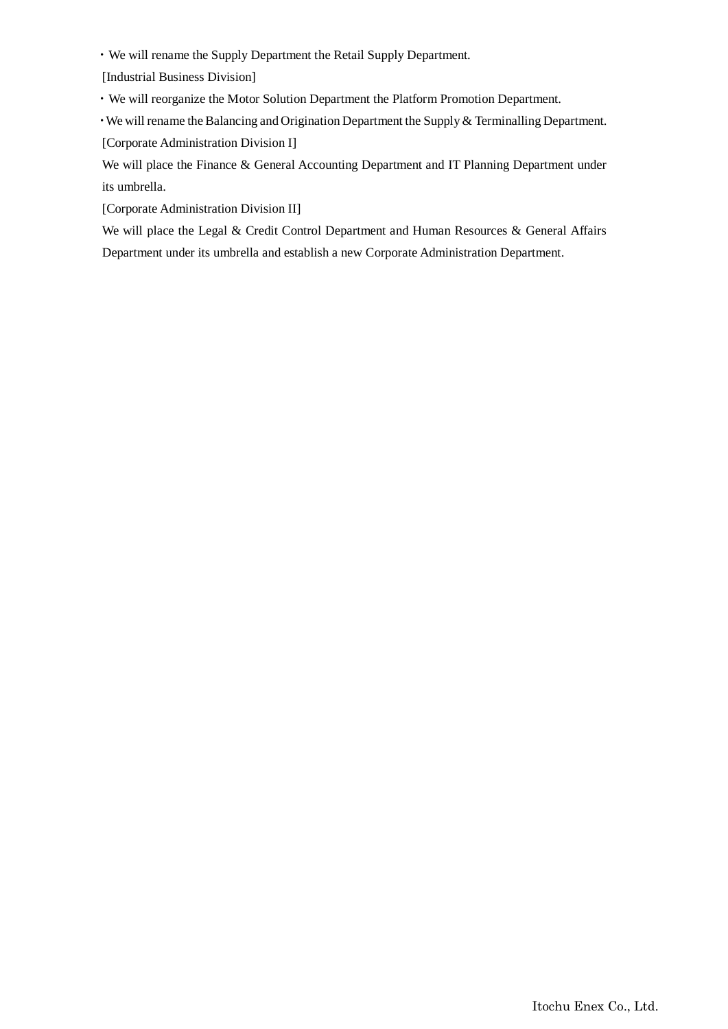・We will rename the Supply Department the Retail Supply Department.

[Industrial Business Division]

・We will reorganize the Motor Solution Department the Platform Promotion Department.

・We will rename the Balancing and Origination Department the Supply & Terminalling Department.

[Corporate Administration Division I]

We will place the Finance & General Accounting Department and IT Planning Department under its umbrella.

[Corporate Administration Division II]

We will place the Legal & Credit Control Department and Human Resources & General Affairs Department under its umbrella and establish a new Corporate Administration Department.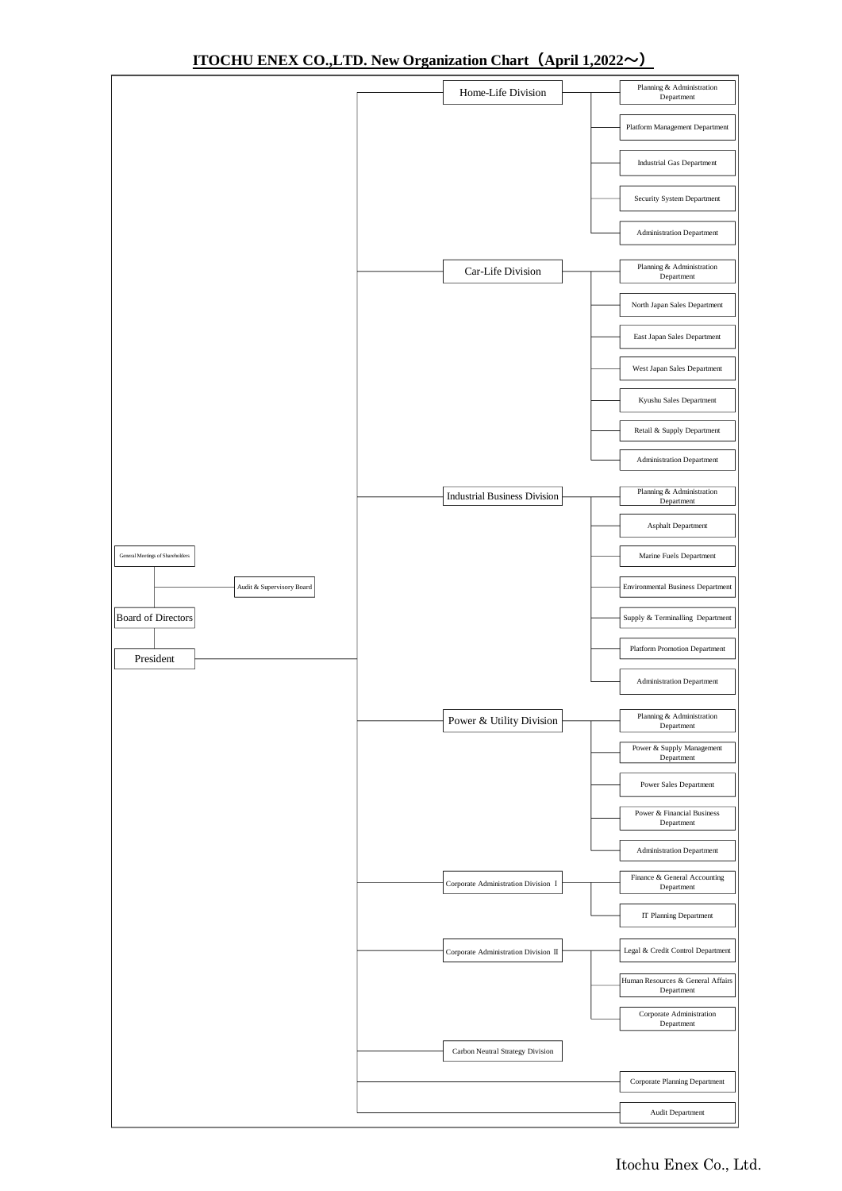# ITOCHU ENEX CO.,LTD. New Organization Chart（April 1,2022～）

- General Meetings of Shareholders
  - Audit & Supervisory Board
- Board of Directors
- President
  - Home-Life Division
    - Planning & Administration Department
    - Platform Management Department
    - Industrial Gas Department
    - Security System Department
    - Administration Department
  - Car-Life Division
    - Planning & Administration Department
    - North Japan Sales Department
    - East Japan Sales Department
    - West Japan Sales Department
    - Kyushu Sales Department
    - Retail & Supply Department
    - Administration Department
  - Industrial Business Division
    - Planning & Administration Department
    - Asphalt Department
    - Marine Fuels Department
    - Environmental Business Department
    - Supply & Terminalling Department
    - Platform Promotion Department
    - Administration Department
  - Power & Utility Division
    - Planning & Administration Department
    - Power & Supply Management Department
    - Power Sales Department
    - Power & Financial Business Department
    - Administration Department
  - Corporate Administration Division Ⅰ
    - Finance & General Accounting Department
    - IT Planning Department
  - Corporate Administration Division Ⅱ
    - Legal & Credit Control Department
    - Human Resources & General Affairs Department
    - Corporate Administration Department
  - Carbon Neutral Strategy Division
  - Corporate Planning Department
  - Audit Department

Itochu Enex Co., Ltd.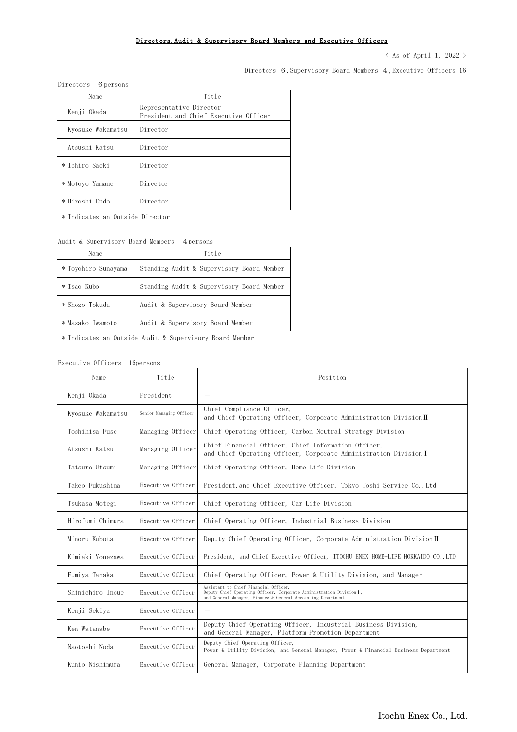# Directors, Audit & Supervisory Board Members and Executive Officers

< As of April 1, 2022 >

Directors 6, Supervisory Board Members 4, Executive Officers 16

Directors 6 persons

| Name | Title |
|---|---|
| Kenji Okada | Representative Director<br>President and Chief Executive Officer |
| Kyosuke Wakamatsu | Director |
| Atsushi Katsu | Director |
| *Ichiro Saeki | Director |
| *Motoyo Yamane | Director |
| *Hiroshi Endo | Director |

*Indicates an Outside Director

Audit & Supervisory Board Members 4 persons

| Name | Title |
|---|---|
| *Toyohiro Sunayama | Standing Audit & Supervisory Board Member |
| *Isao Kubo | Standing Audit & Supervisory Board Member |
| *Shozo Tokuda | Audit & Supervisory Board Member |
| *Masako Iwamoto | Audit & Supervisory Board Member |

*Indicates an Outside Audit & Supervisory Board Member

Executive Officers 16persons

| Name | Title | Position |
|---|---|---|
| Kenji Okada | President | — |
| Kyosuke Wakamatsu | Senior Managing Officer | Chief Compliance Officer,<br>and Chief Operating Officer, Corporate Administration Division Ⅱ |
| Toshihisa Fuse | Managing Officer | Chief Operating Officer, Carbon Neutral Strategy Division |
| Atsushi Katsu | Managing Officer | Chief Financial Officer, Chief Information Officer,<br>and Chief Operating Officer, Corporate Administration Division Ⅰ |
| Tatsuro Utsumi | Managing Officer | Chief Operating Officer, Home-Life Division |
| Takeo Fukushima | Executive Officer | President, and Chief Executive Officer, Tokyo Toshi Service Co., Ltd |
| Tsukasa Motegi | Executive Officer | Chief Operating Officer, Car-Life Division |
| Hirofumi Chimura | Executive Officer | Chief Operating Officer, Industrial Business Division |
| Minoru Kubota | Executive Officer | Deputy Chief Operating Officer, Corporate Administration Division Ⅱ |
| Kimiaki Yonezawa | Executive Officer | President, and Chief Executive Officer, ITOCHU ENEX HOME-LIFE HOKKAIDO CO., LTD |
| Fumiya Tanaka | Executive Officer | Chief Operating Officer, Power & Utility Division, and Manager |
| Shinichiro Inoue | Executive Officer | Assistant to Chief Financial Officer,<br>Deputy Chief Operating Officer, Corporate Administration Division Ⅰ,<br>and General Manager, Finance & General Accounting Department |
| Kenji Sekiya | Executive Officer | — |
| Ken Watanabe | Executive Officer | Deputy Chief Operating Officer, Industrial Business Division,<br>and General Manager, Platform Promotion Department |
| Naotoshi Noda | Executive Officer | Deputy Chief Operating Officer,<br>Power & Utility Division, and General Manager, Power & Financial Business Department |
| Kunio Nishimura | Executive Officer | General Manager, Corporate Planning Department |

Itochu Enex Co., Ltd.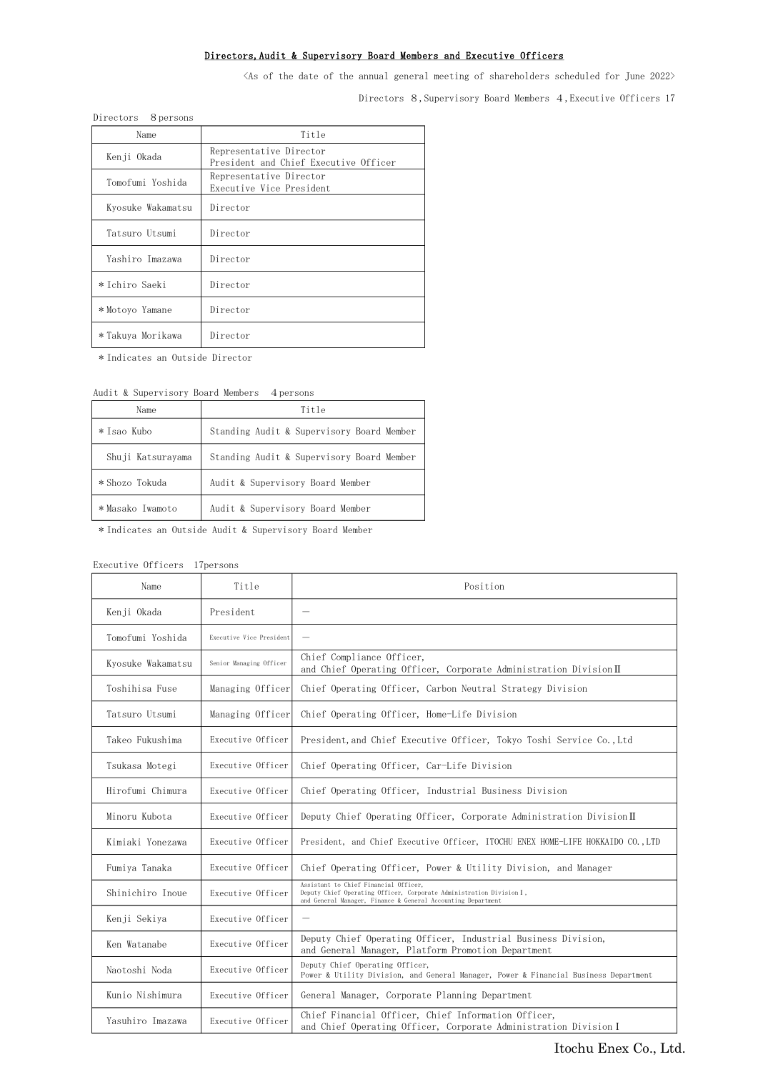# Directors,Audit & Supervisory Board Members and Executive Officers

<As of the date of the annual general meeting of shareholders scheduled for June 2022>

Directors 8,Supervisory Board Members 4,Executive Officers 17

Directors 8 persons

| Name | Title |
| --- | --- |
| Kenji Okada | Representative Director<br>President and Chief Executive Officer |
| Tomofumi Yoshida | Representative Director<br>Executive Vice President |
| Kyosuke Wakamatsu | Director |
| Tatsuro Utsumi | Director |
| Yashiro Imazawa | Director |
| ＊Ichiro Saeki | Director |
| ＊Motoyo Yamane | Director |
| ＊Takuya Morikawa | Director |

＊Indicates an Outside Director

Audit & Supervisory Board Members 4 persons

| Name | Title |
| --- | --- |
| ＊Isao Kubo | Standing Audit & Supervisory Board Member |
| Shuji Katsurayama | Standing Audit & Supervisory Board Member |
| ＊Shozo Tokuda | Audit & Supervisory Board Member |
| ＊Masako Iwamoto | Audit & Supervisory Board Member |

＊Indicates an Outside Audit & Supervisory Board Member

Executive Officers 17persons

| Name | Title | Position |
| --- | --- | --- |
| Kenji Okada | President | — |
| Tomofumi Yoshida | Executive Vice President | — |
| Kyosuke Wakamatsu | Senior Managing Officer | Chief Compliance Officer,<br>and Chief Operating Officer, Corporate Administration DivisionⅡ |
| Toshihisa Fuse | Managing Officer | Chief Operating Officer, Carbon Neutral Strategy Division |
| Tatsuro Utsumi | Managing Officer | Chief Operating Officer, Home-Life Division |
| Takeo Fukushima | Executive Officer | President,and Chief Executive Officer, Tokyo Toshi Service Co.,Ltd |
| Tsukasa Motegi | Executive Officer | Chief Operating Officer, Car-Life Division |
| Hirofumi Chimura | Executive Officer | Chief Operating Officer, Industrial Business Division |
| Minoru Kubota | Executive Officer | Deputy Chief Operating Officer, Corporate Administration DivisionⅡ |
| Kimiaki Yonezawa | Executive Officer | President, and Chief Executive Officer, ITOCHU ENEX HOME-LIFE HOKKAIDO CO.,LTD |
| Fumiya Tanaka | Executive Officer | Chief Operating Officer, Power & Utility Division, and Manager |
| Shinichiro Inoue | Executive Officer | Assistant to Chief Financial Officer,<br>Deputy Chief Operating Officer, Corporate Administration DivisionⅠ,<br>and General Manager, Finance & General Accounting Department |
| Kenji Sekiya | Executive Officer | — |
| Ken Watanabe | Executive Officer | Deputy Chief Operating Officer, Industrial Business Division,<br>and General Manager, Platform Promotion Department |
| Naotoshi Noda | Executive Officer | Deputy Chief Operating Officer,<br>Power & Utility Division, and General Manager, Power & Financial Business Department |
| Kunio Nishimura | Executive Officer | General Manager, Corporate Planning Department |
| Yasuhiro Imazawa | Executive Officer | Chief Financial Officer, Chief Information Officer,<br>and Chief Operating Officer, Corporate Administration DivisionⅠ |

Itochu Enex Co., Ltd.